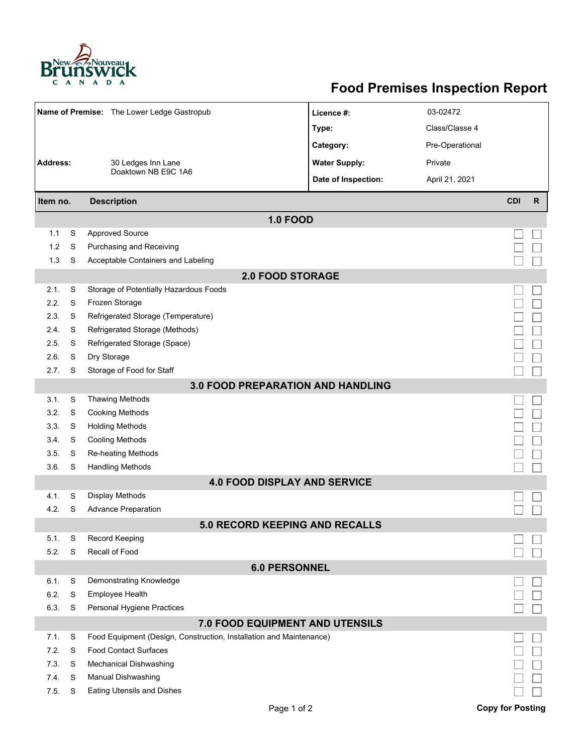# Food Premises Inspection Report

| | | | |
|---|---|---|---|
| **Name of Premise:** | The Lower Ledge Gastropub | **Licence #:** | 03-02472 |
| | | **Type:** | Class/Classe 4 |
| | | **Category:** | Pre-Operational |
| **Address:** | 30 Ledges Inn Lane<br>Doaktown NB E9C 1A6 | **Water Supply:** | Private |
| | | **Date of Inspection:** | April 21, 2021 |

| Item no. | | Description | CDI | R |
|---|---|---|---|---|
| | | **1.0 FOOD** | | |
| 1.1 | S | Approved Source | ☐ | ☐ |
| 1.2 | S | Purchasing and Receiving | ☐ | ☐ |
| 1.3 | S | Acceptable Containers and Labeling | ☐ | ☐ |
| | | **2.0 FOOD STORAGE** | | |
| 2.1. | S | Storage of Potentially Hazardous Foods | ☐ | ☐ |
| 2.2. | S | Frozen Storage | ☐ | ☐ |
| 2.3. | S | Refrigerated Storage (Temperature) | ☐ | ☐ |
| 2.4. | S | Refrigerated Storage (Methods) | ☐ | ☐ |
| 2.5. | S | Refrigerated Storage (Space) | ☐ | ☐ |
| 2.6. | S | Dry Storage | ☐ | ☐ |
| 2.7. | S | Storage of Food for Staff | ☐ | ☐ |
| | | **3.0 FOOD PREPARATION AND HANDLING** | | |
| 3.1. | S | Thawing Methods | ☐ | ☐ |
| 3.2. | S | Cooking Methods | ☐ | ☐ |
| 3.3. | S | Holding Methods | ☐ | ☐ |
| 3.4. | S | Cooling Methods | ☐ | ☐ |
| 3.5. | S | Re-heating Methods | ☐ | ☐ |
| 3.6. | S | Handling Methods | ☐ | ☐ |
| | | **4.0 FOOD DISPLAY AND SERVICE** | | |
| 4.1. | S | Display Methods | ☐ | ☐ |
| 4.2. | S | Advance Preparation | ☐ | ☐ |
| | | **5.0 RECORD KEEPING AND RECALLS** | | |
| 5.1. | S | Record Keeping | ☐ | ☐ |
| 5.2. | S | Recall of Food | ☐ | ☐ |
| | | **6.0 PERSONNEL** | | |
| 6.1. | S | Demonstrating Knowledge | ☐ | ☐ |
| 6.2. | S | Employee Health | ☐ | ☐ |
| 6.3. | S | Personal Hygiene Practices | ☐ | ☐ |
| | | **7.0 FOOD EQUIPMENT AND UTENSILS** | | |
| 7.1. | S | Food Equipment (Design, Construction, Installation and Maintenance) | ☐ | ☐ |
| 7.2. | S | Food Contact Surfaces | ☐ | ☐ |
| 7.3. | S | Mechanical Dishwashing | ☐ | ☐ |
| 7.4. | S | Manual Dishwashing | ☐ | ☐ |
| 7.5. | S | Eating Utensils and Dishes | ☐ | ☐ |

**Copy for Posting**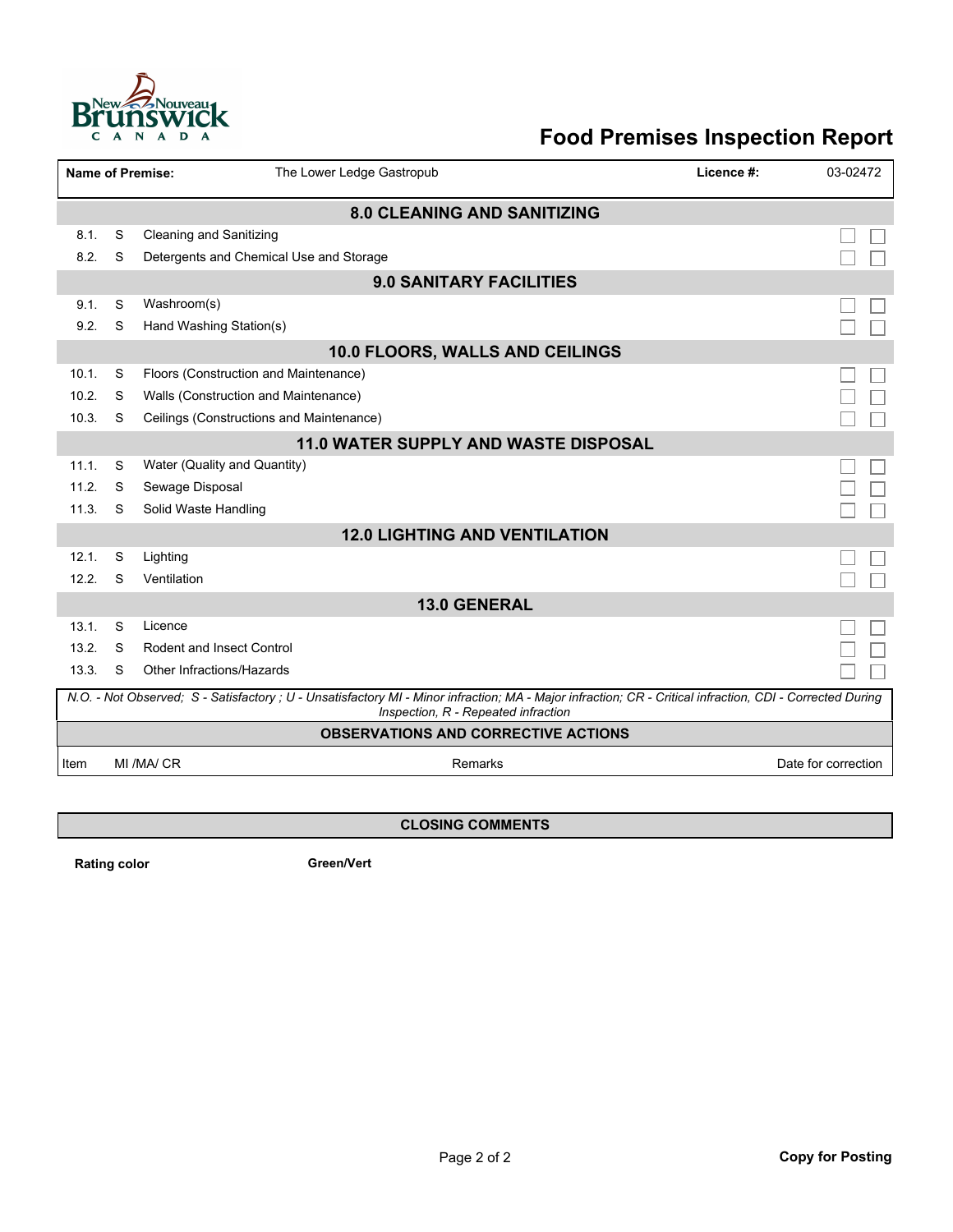# Food Premises Inspection Report

| Name of Premise: | The Lower Ledge Gastropub | Licence #: | 03-02472 |
|---|---|---|---|

## 8.0 CLEANING AND SANITIZING

| | | | | |
|---|---|---|---|---|
| 8.1. | S | Cleaning and Sanitizing | ☐ | ☐ |
| 8.2. | S | Detergents and Chemical Use and Storage | ☐ | ☐ |

## 9.0 SANITARY FACILITIES

| | | | | |
|---|---|---|---|---|
| 9.1. | S | Washroom(s) | ☐ | ☐ |
| 9.2. | S | Hand Washing Station(s) | ☐ | ☐ |

## 10.0 FLOORS, WALLS AND CEILINGS

| | | | | |
|---|---|---|---|---|
| 10.1. | S | Floors (Construction and Maintenance) | ☐ | ☐ |
| 10.2. | S | Walls (Construction and Maintenance) | ☐ | ☐ |
| 10.3. | S | Ceilings (Constructions and Maintenance) | ☐ | ☐ |

## 11.0 WATER SUPPLY AND WASTE DISPOSAL

| | | | | |
|---|---|---|---|---|
| 11.1. | S | Water (Quality and Quantity) | ☐ | ☐ |
| 11.2. | S | Sewage Disposal | ☐ | ☐ |
| 11.3. | S | Solid Waste Handling | ☐ | ☐ |

## 12.0 LIGHTING AND VENTILATION

| | | | | |
|---|---|---|---|---|
| 12.1. | S | Lighting | ☐ | ☐ |
| 12.2. | S | Ventilation | ☐ | ☐ |

## 13.0 GENERAL

| | | | | |
|---|---|---|---|---|
| 13.1. | S | Licence | ☐ | ☐ |
| 13.2. | S | Rodent and Insect Control | ☐ | ☐ |
| 13.3. | S | Other Infractions/Hazards | ☐ | ☐ |

*N.O. - Not Observed; S - Satisfactory ; U - Unsatisfactory MI - Minor infraction; MA - Major infraction; CR - Critical infraction, CDI - Corrected During Inspection, R - Repeated infraction*

## OBSERVATIONS AND CORRECTIVE ACTIONS

| Item | MI /MA/ CR | Remarks | Date for correction |
|---|---|---|---|

## CLOSING COMMENTS

**Rating color** **Green/Vert**

**Copy for Posting**